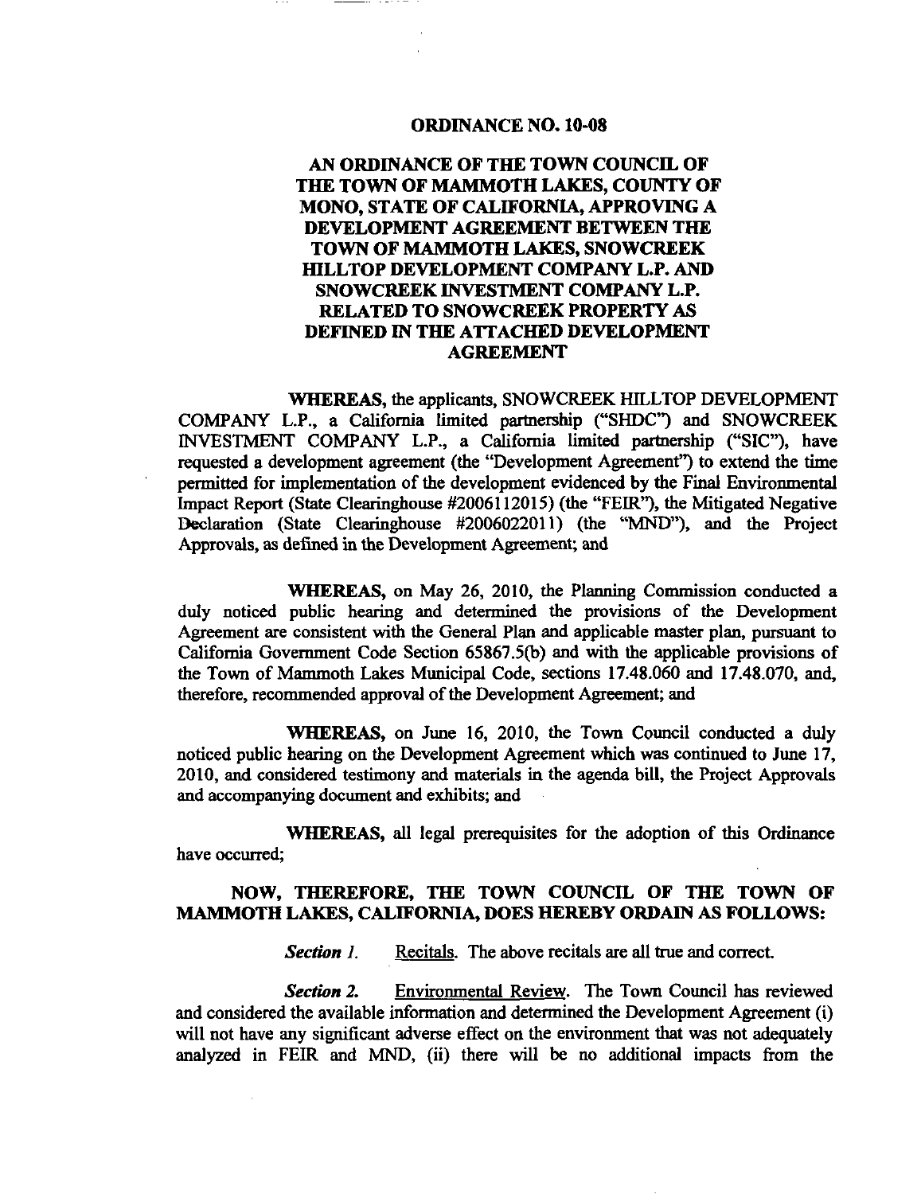# ORDINANCE NO. 10-08

## AN ORDINANCE OF THE TOWN COUNCIL OF THE TOWN OF MAMMOTH LAKES, COUNTY OF MONO, STATE OF CALIFORNIA, APPROVING A DEVELOPMENT AGREEMENT BETWEEN THE TOWN OF MAMMOTH LAKES, SNOWCREEK HILLTOP DEVELOPMENT COMPANY L.P. AND SNOWCREEK INVESTMENT COMPANY L.P. RELATED TO SNOWCREEK PROPERTY AS DEFINED IN THE ATTACHED DEVELOPMENT AGREEMENT

**WHEREAS,** the applicants, SNOWCREEK HILLTOP DEVELOPMENT COMPANY L.P., a California limited partnership ("SHDC") and SNOWCREEK INVESTMENT COMPANY L.P., a California limited partnership ("SIC"), have requested a development agreement (the "Development Agreement") to extend the time permitted for implementation of the development evidenced by the Final Environmental Impact Report (State Clearinghouse #2006112015) (the "FEIR"), the Mitigated Negative Declaration (State Clearinghouse #2006022011) (the "MND"), and the Project Approvals, as defined in the Development Agreement; and

**WHEREAS,** on May 26, 2010, the Planning Commission conducted a duly noticed public hearing and determined the provisions of the Development Agreement are consistent with the General Plan and applicable master plan, pursuant to California Government Code Section 65867.5(b) and with the applicable provisions of the Town of Mammoth Lakes Municipal Code, sections 17.48.060 and 17.48.070, and, therefore, recommended approval of the Development Agreement; and

**WHEREAS,** on June 16, 2010, the Town Council conducted a duly noticed public hearing on the Development Agreement which was continued to June 17, 2010, and considered testimony and materials in the agenda bill, the Project Approvals and accompanying document and exhibits; and

**WHEREAS,** all legal prerequisites for the adoption of this Ordinance have occurred;

**NOW, THEREFORE, THE TOWN COUNCIL OF THE TOWN OF MAMMOTH LAKES, CALIFORNIA, DOES HEREBY ORDAIN AS FOLLOWS:**

***Section 1.*** Recitals. The above recitals are all true and correct.

***Section 2.*** Environmental Review. The Town Council has reviewed and considered the available information and determined the Development Agreement (i) will not have any significant adverse effect on the environment that was not adequately analyzed in FEIR and MND, (ii) there will be no additional impacts from the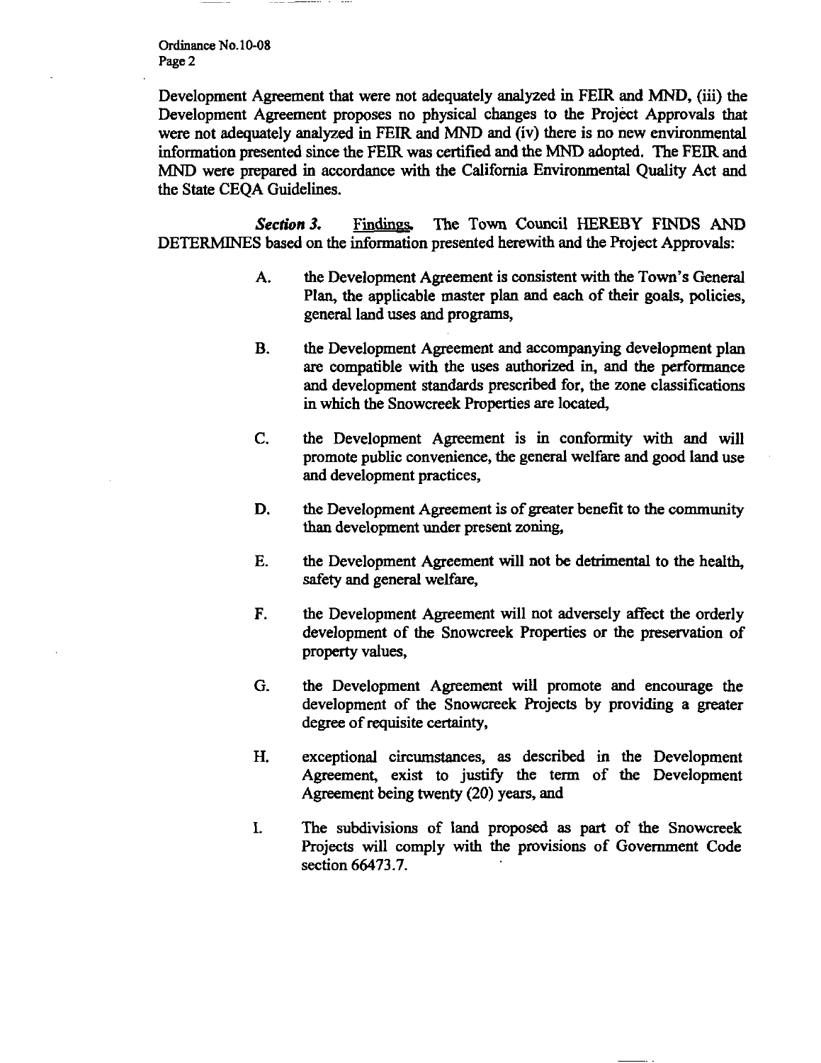Development Agreement that were not adequately analyzed in FEIR and MND, (iii) the Development Agreement proposes no physical changes to the Project Approvals that were not adequately analyzed in FEIR and MND and (iv) there is no new environmental information presented since the FEIR was certified and the MND adopted. The FEIR and MND were prepared in accordance with the California Environmental Quality Act and the State CEQA Guidelines.

***Section 3.*** Findings. The Town Council HEREBY FINDS AND DETERMINES based on the information presented herewith and the Project Approvals:

A. the Development Agreement is consistent with the Town's General Plan, the applicable master plan and each of their goals, policies, general land uses and programs,

B. the Development Agreement and accompanying development plan are compatible with the uses authorized in, and the performance and development standards prescribed for, the zone classifications in which the Snowcreek Properties are located,

C. the Development Agreement is in conformity with and will promote public convenience, the general welfare and good land use and development practices,

D. the Development Agreement is of greater benefit to the community than development under present zoning,

E. the Development Agreement will not be detrimental to the health, safety and general welfare,

F. the Development Agreement will not adversely affect the orderly development of the Snowcreek Properties or the preservation of property values,

G. the Development Agreement will promote and encourage the development of the Snowcreek Projects by providing a greater degree of requisite certainty,

H. exceptional circumstances, as described in the Development Agreement, exist to justify the term of the Development Agreement being twenty (20) years, and

I. The subdivisions of land proposed as part of the Snowcreek Projects will comply with the provisions of Government Code section 66473.7.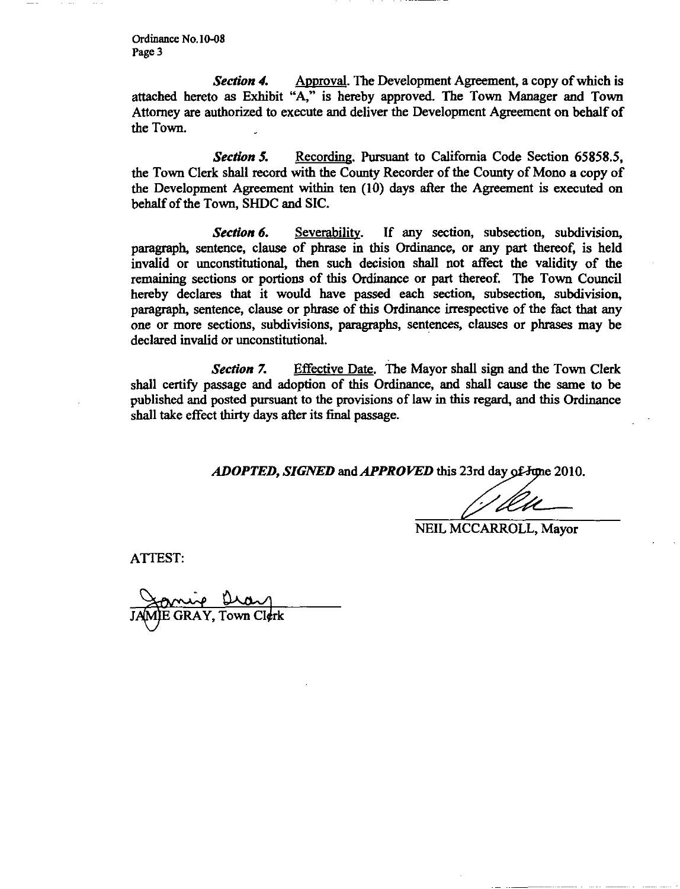***Section 4.*** Approval. The Development Agreement, a copy of which is attached hereto as Exhibit "A," is hereby approved. The Town Manager and Town Attorney are authorized to execute and deliver the Development Agreement on behalf of the Town.

***Section 5.*** Recording. Pursuant to California Code Section 65858.5, the Town Clerk shall record with the County Recorder of the County of Mono a copy of the Development Agreement within ten (10) days after the Agreement is executed on behalf of the Town, SHDC and SIC.

***Section 6.*** Severability. If any section, subsection, subdivision, paragraph, sentence, clause of phrase in this Ordinance, or any part thereof, is held invalid or unconstitutional, then such decision shall not affect the validity of the remaining sections or portions of this Ordinance or part thereof. The Town Council hereby declares that it would have passed each section, subsection, subdivision, paragraph, sentence, clause or phrase of this Ordinance irrespective of the fact that any one or more sections, subdivisions, paragraphs, sentences, clauses or phrases may be declared invalid or unconstitutional.

***Section 7.*** Effective Date. The Mayor shall sign and the Town Clerk shall certify passage and adoption of this Ordinance, and shall cause the same to be published and posted pursuant to the provisions of law in this regard, and this Ordinance shall take effect thirty days after its final passage.

***ADOPTED, SIGNED*** and ***APPROVED*** this 23rd day of June 2010.

NEIL MCCARROLL, Mayor

ATTEST:

JAMIE GRAY, Town Clerk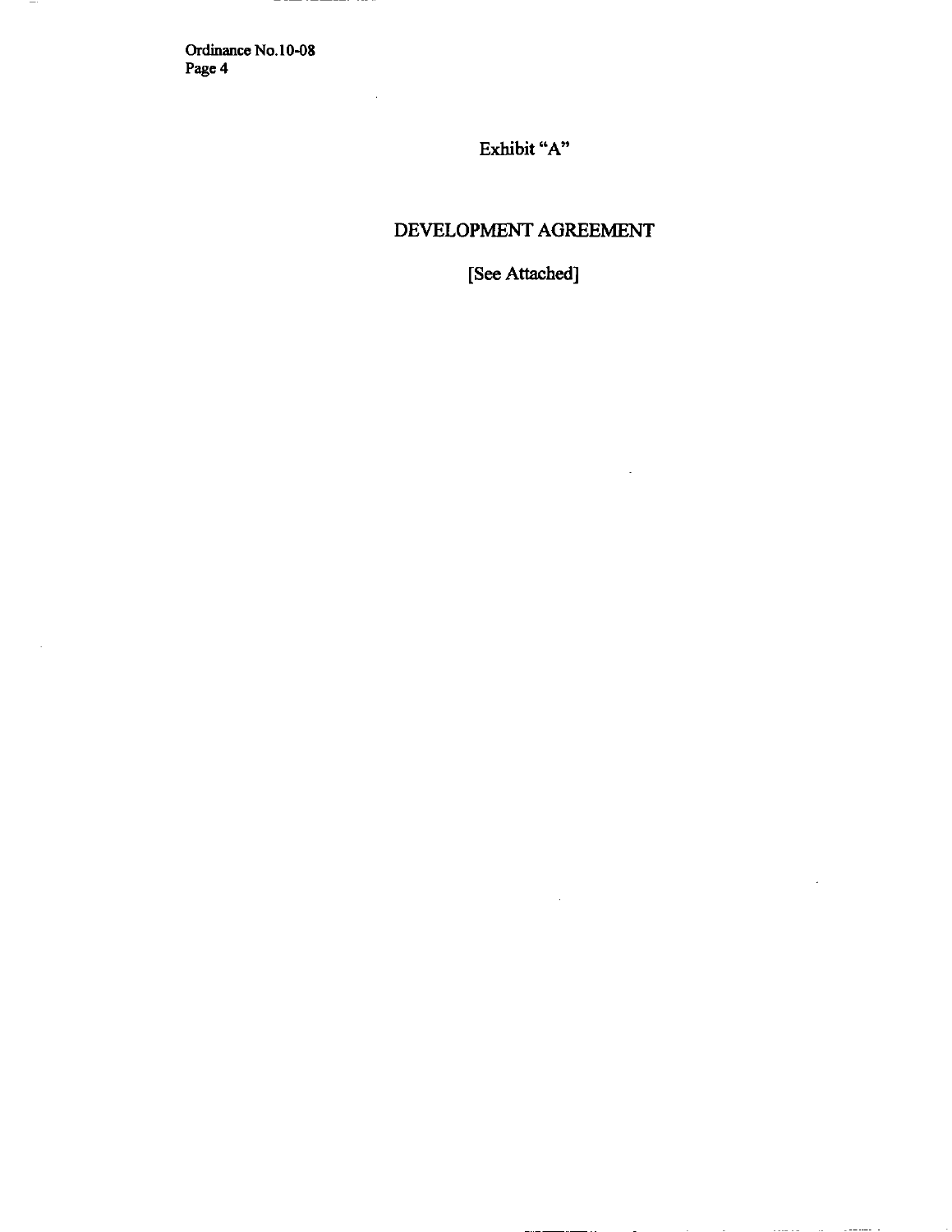Exhibit "A"

# DEVELOPMENT AGREEMENT

[See Attached]